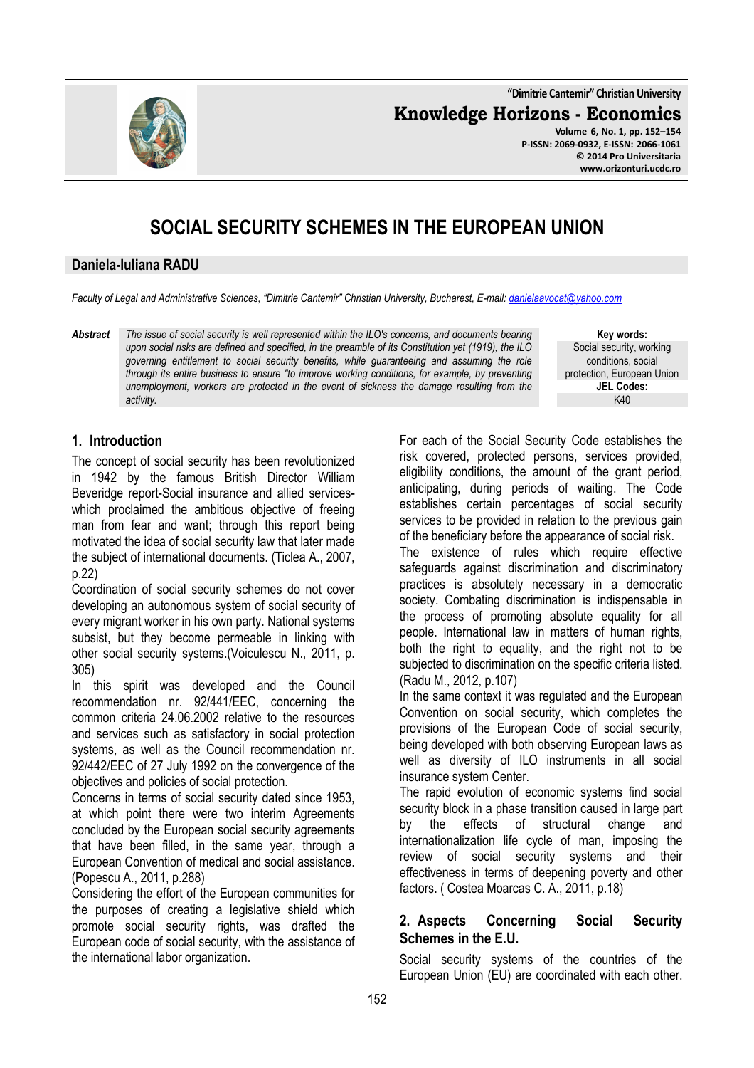# SOCIAL SECURITY SCHEMES IN THE EUROPEAN UNION

**Daniela-Iuliana RADU**

*Faculty of Legal and Administrative Sciences, "Dimitrie Cantemir" Christian University, Bucharest, E-mail: danielaavocat@yahoo.com*

***Abstract*** *The issue of social security is well represented within the ILO's concerns, and documents bearing upon social risks are defined and specified, in the preamble of its Constitution yet (1919), the ILO governing entitlement to social security benefits, while guaranteeing and assuming the role through its entire business to ensure "to improve working conditions, for example, by preventing unemployment, workers are protected in the event of sickness the damage resulting from the activity.*

**Key words:**
Social security, working conditions, social protection, European Union

**JEL Codes:**
K40

## 1. Introduction

The concept of social security has been revolutionized in 1942 by the famous British Director William Beveridge report-Social insurance and allied services-which proclaimed the ambitious objective of freeing man from fear and want; through this report being motivated the idea of social security law that later made the subject of international documents. (Ticlea A., 2007, p.22)

Coordination of social security schemes do not cover developing an autonomous system of social security of every migrant worker in his own party. National systems subsist, but they become permeable in linking with other social security systems.(Voiculescu N., 2011, p. 305)

In this spirit was developed and the Council recommendation nr. 92/441/EEC, concerning the common criteria 24.06.2002 relative to the resources and services such as satisfactory in social protection systems, as well as the Council recommendation nr. 92/442/EEC of 27 July 1992 on the convergence of the objectives and policies of social protection.

Concerns in terms of social security dated since 1953, at which point there were two interim Agreements concluded by the European social security agreements that have been filled, in the same year, through a European Convention of medical and social assistance. (Popescu A., 2011, p.288)

Considering the effort of the European communities for the purposes of creating a legislative shield which promote social security rights, was drafted the European code of social security, with the assistance of the international labor organization.

For each of the Social Security Code establishes the risk covered, protected persons, services provided, eligibility conditions, the amount of the grant period, anticipating, during periods of waiting. The Code establishes certain percentages of social security services to be provided in relation to the previous gain of the beneficiary before the appearance of social risk.

The existence of rules which require effective safeguards against discrimination and discriminatory practices is absolutely necessary in a democratic society. Combating discrimination is indispensable in the process of promoting absolute equality for all people. International law in matters of human rights, both the right to equality, and the right not to be subjected to discrimination on the specific criteria listed. (Radu M., 2012, p.107)

In the same context it was regulated and the European Convention on social security, which completes the provisions of the European Code of social security, being developed with both observing European laws as well as diversity of ILO instruments in all social insurance system Center.

The rapid evolution of economic systems find social security block in a phase transition caused in large part by the effects of structural change and internationalization life cycle of man, imposing the review of social security systems and their effectiveness in terms of deepening poverty and other factors. ( Costea Moarcas C. A., 2011, p.18)

## 2. Aspects Concerning Social Security Schemes in the E.U.

Social security systems of the countries of the European Union (EU) are coordinated with each other.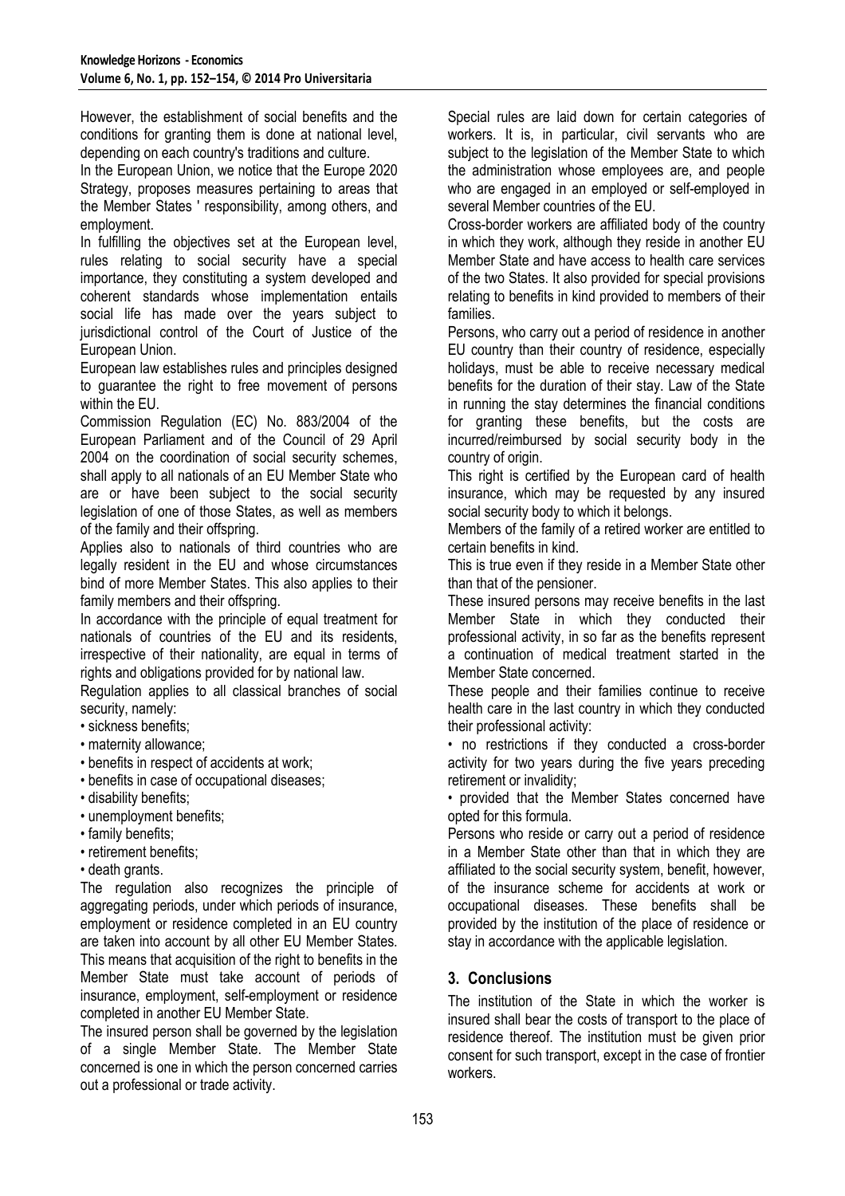However, the establishment of social benefits and the conditions for granting them is done at national level, depending on each country's traditions and culture.

In the European Union, we notice that the Europe 2020 Strategy, proposes measures pertaining to areas that the Member States ' responsibility, among others, and employment.

In fulfilling the objectives set at the European level, rules relating to social security have a special importance, they constituting a system developed and coherent standards whose implementation entails social life has made over the years subject to jurisdictional control of the Court of Justice of the European Union.

European law establishes rules and principles designed to guarantee the right to free movement of persons within the EU.

Commission Regulation (EC) No. 883/2004 of the European Parliament and of the Council of 29 April 2004 on the coordination of social security schemes, shall apply to all nationals of an EU Member State who are or have been subject to the social security legislation of one of those States, as well as members of the family and their offspring.

Applies also to nationals of third countries who are legally resident in the EU and whose circumstances bind of more Member States. This also applies to their family members and their offspring.

In accordance with the principle of equal treatment for nationals of countries of the EU and its residents, irrespective of their nationality, are equal in terms of rights and obligations provided for by national law.

Regulation applies to all classical branches of social security, namely:

- sickness benefits;
- maternity allowance;
- benefits in respect of accidents at work;
- benefits in case of occupational diseases;
- disability benefits;
- unemployment benefits;
- family benefits;
- retirement benefits;
- death grants.

The regulation also recognizes the principle of aggregating periods, under which periods of insurance, employment or residence completed in an EU country are taken into account by all other EU Member States. This means that acquisition of the right to benefits in the Member State must take account of periods of insurance, employment, self-employment or residence completed in another EU Member State.

The insured person shall be governed by the legislation of a single Member State. The Member State concerned is one in which the person concerned carries out a professional or trade activity.

Special rules are laid down for certain categories of workers. It is, in particular, civil servants who are subject to the legislation of the Member State to which the administration whose employees are, and people who are engaged in an employed or self-employed in several Member countries of the EU.

Cross-border workers are affiliated body of the country in which they work, although they reside in another EU Member State and have access to health care services of the two States. It also provided for special provisions relating to benefits in kind provided to members of their families.

Persons, who carry out a period of residence in another EU country than their country of residence, especially holidays, must be able to receive necessary medical benefits for the duration of their stay. Law of the State in running the stay determines the financial conditions for granting these benefits, but the costs are incurred/reimbursed by social security body in the country of origin.

This right is certified by the European card of health insurance, which may be requested by any insured social security body to which it belongs.

Members of the family of a retired worker are entitled to certain benefits in kind.

This is true even if they reside in a Member State other than that of the pensioner.

These insured persons may receive benefits in the last Member State in which they conducted their professional activity, in so far as the benefits represent a continuation of medical treatment started in the Member State concerned.

These people and their families continue to receive health care in the last country in which they conducted their professional activity:

- no restrictions if they conducted a cross-border activity for two years during the five years preceding retirement or invalidity;
- provided that the Member States concerned have opted for this formula.

Persons who reside or carry out a period of residence in a Member State other than that in which they are affiliated to the social security system, benefit, however, of the insurance scheme for accidents at work or occupational diseases. These benefits shall be provided by the institution of the place of residence or stay in accordance with the applicable legislation.

## 3. Conclusions

The institution of the State in which the worker is insured shall bear the costs of transport to the place of residence thereof. The institution must be given prior consent for such transport, except in the case of frontier workers.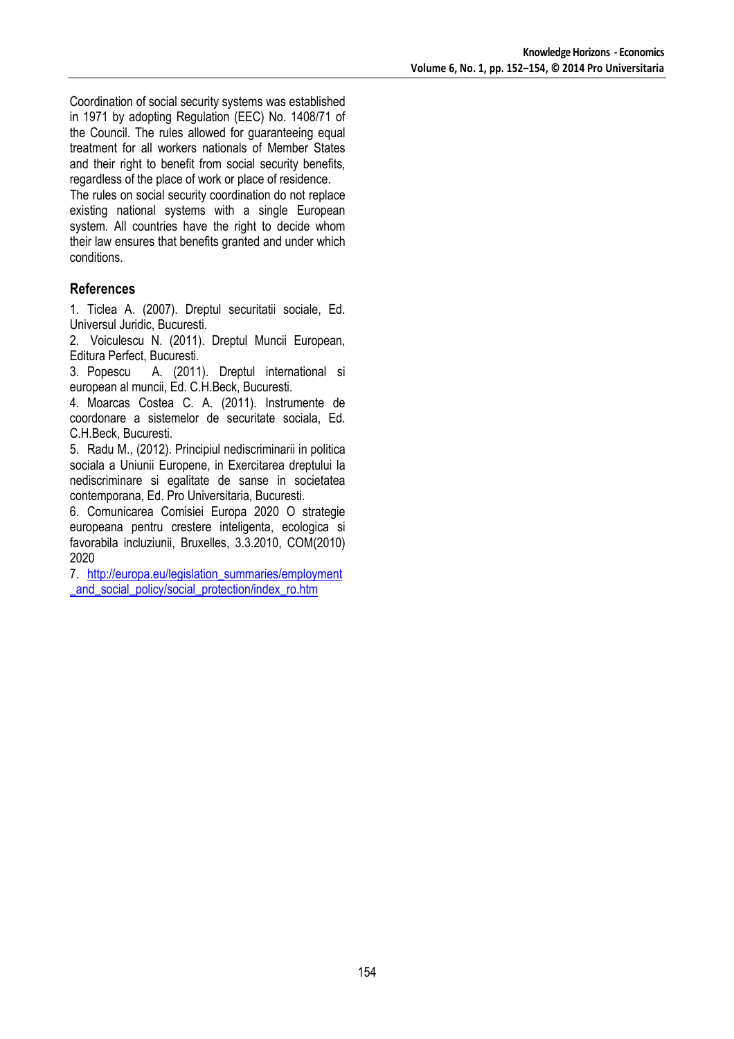Coordination of social security systems was established in 1971 by adopting Regulation (EEC) No. 1408/71 of the Council. The rules allowed for guaranteeing equal treatment for all workers nationals of Member States and their right to benefit from social security benefits, regardless of the place of work or place of residence.

The rules on social security coordination do not replace existing national systems with a single European system. All countries have the right to decide whom their law ensures that benefits granted and under which conditions.

## References

1. Ticlea A. (2007). Dreptul securitatii sociale, Ed. Universul Juridic, Bucuresti.
2. Voiculescu N. (2011). Dreptul Muncii European, Editura Perfect, Bucuresti.
3. Popescu A. (2011). Dreptul international si european al muncii, Ed. C.H.Beck, Bucuresti.
4. Moarcas Costea C. A. (2011). Instrumente de coordonare a sistemelor de securitate sociala, Ed. C.H.Beck, Bucuresti.
5. Radu M., (2012). Principiul nediscriminarii in politica sociala a Uniunii Europene, in Exercitarea dreptului la nediscriminare si egalitate de sanse in societatea contemporana, Ed. Pro Universitaria, Bucuresti.
6. Comunicarea Comisiei Europa 2020 O strategie europeana pentru crestere inteligenta, ecologica si favorabila incluziunii, Bruxelles, 3.3.2010, COM(2010) 2020
7. http://europa.eu/legislation_summaries/employment_and_social_policy/social_protection/index_ro.htm